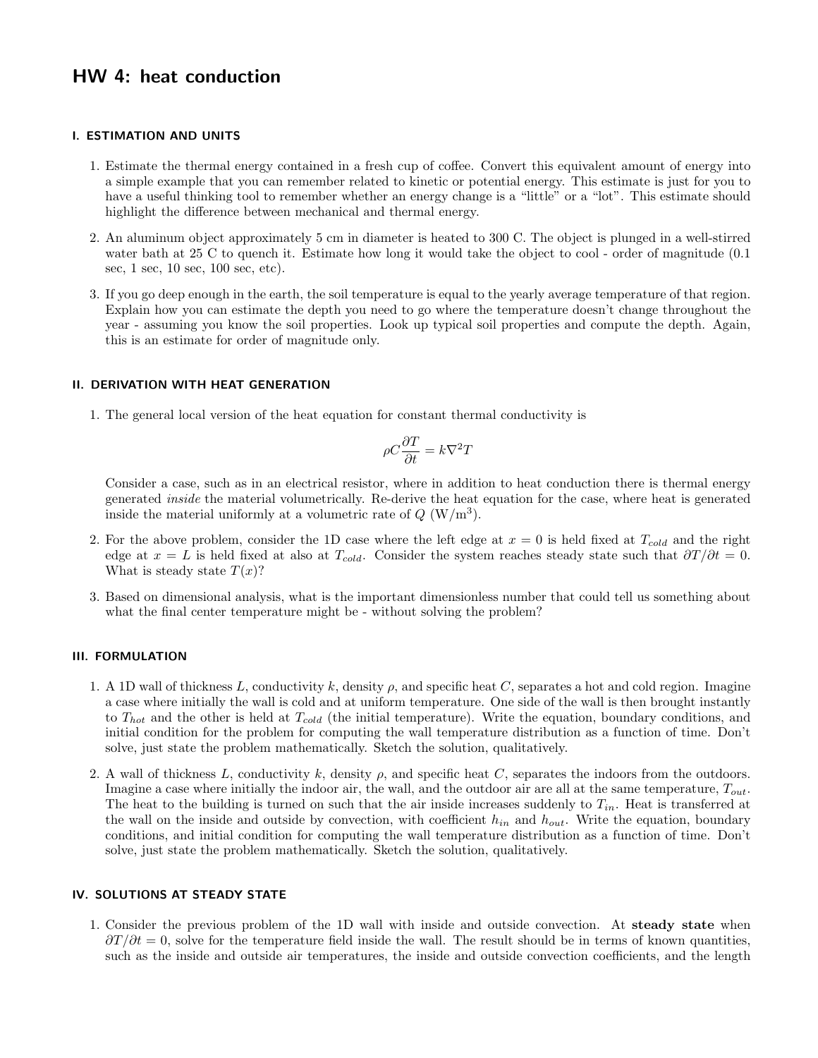# HW 4: heat conduction

## I. ESTIMATION AND UNITS

1. Estimate the thermal energy contained in a fresh cup of coffee. Convert this equivalent amount of energy into a simple example that you can remember related to kinetic or potential energy. This estimate is just for you to have a useful thinking tool to remember whether an energy change is a "little" or a "lot". This estimate should highlight the difference between mechanical and thermal energy.

2. An aluminum object approximately 5 cm in diameter is heated to 300 C. The object is plunged in a well-stirred water bath at 25 C to quench it. Estimate how long it would take the object to cool - order of magnitude (0.1 sec, 1 sec, 10 sec, 100 sec, etc).

3. If you go deep enough in the earth, the soil temperature is equal to the yearly average temperature of that region. Explain how you can estimate the depth you need to go where the temperature doesn't change throughout the year - assuming you know the soil properties. Look up typical soil properties and compute the depth. Again, this is an estimate for order of magnitude only.

## II. DERIVATION WITH HEAT GENERATION

1. The general local version of the heat equation for constant thermal conductivity is

$$\rho C \frac{\partial T}{\partial t} = k \nabla^2 T$$

Consider a case, such as in an electrical resistor, where in addition to heat conduction there is thermal energy generated *inside* the material volumetrically. Re-derive the heat equation for the case, where heat is generated inside the material uniformly at a volumetric rate of $Q$ (W/m$^3$).

2. For the above problem, consider the 1D case where the left edge at $x = 0$ is held fixed at $T_{cold}$ and the right edge at $x = L$ is held fixed at also at $T_{cold}$. Consider the system reaches steady state such that $\partial T / \partial t = 0$. What is steady state $T(x)$?

3. Based on dimensional analysis, what is the important dimensionless number that could tell us something about what the final center temperature might be - without solving the problem?

## III. FORMULATION

1. A 1D wall of thickness $L$, conductivity $k$, density $\rho$, and specific heat $C$, separates a hot and cold region. Imagine a case where initially the wall is cold and at uniform temperature. One side of the wall is then brought instantly to $T_{hot}$ and the other is held at $T_{cold}$ (the initial temperature). Write the equation, boundary conditions, and initial condition for the problem for computing the wall temperature distribution as a function of time. Don't solve, just state the problem mathematically. Sketch the solution, qualitatively.

2. A wall of thickness $L$, conductivity $k$, density $\rho$, and specific heat $C$, separates the indoors from the outdoors. Imagine a case where initially the indoor air, the wall, and the outdoor air are all at the same temperature, $T_{out}$. The heat to the building is turned on such that the air inside increases suddenly to $T_{in}$. Heat is transferred at the wall on the inside and outside by convection, with coefficient $h_{in}$ and $h_{out}$. Write the equation, boundary conditions, and initial condition for computing the wall temperature distribution as a function of time. Don't solve, just state the problem mathematically. Sketch the solution, qualitatively.

## IV. SOLUTIONS AT STEADY STATE

1. Consider the previous problem of the 1D wall with inside and outside convection. At **steady state** when $\partial T / \partial t = 0$, solve for the temperature field inside the wall. The result should be in terms of known quantities, such as the inside and outside air temperatures, the inside and outside convection coefficients, and the length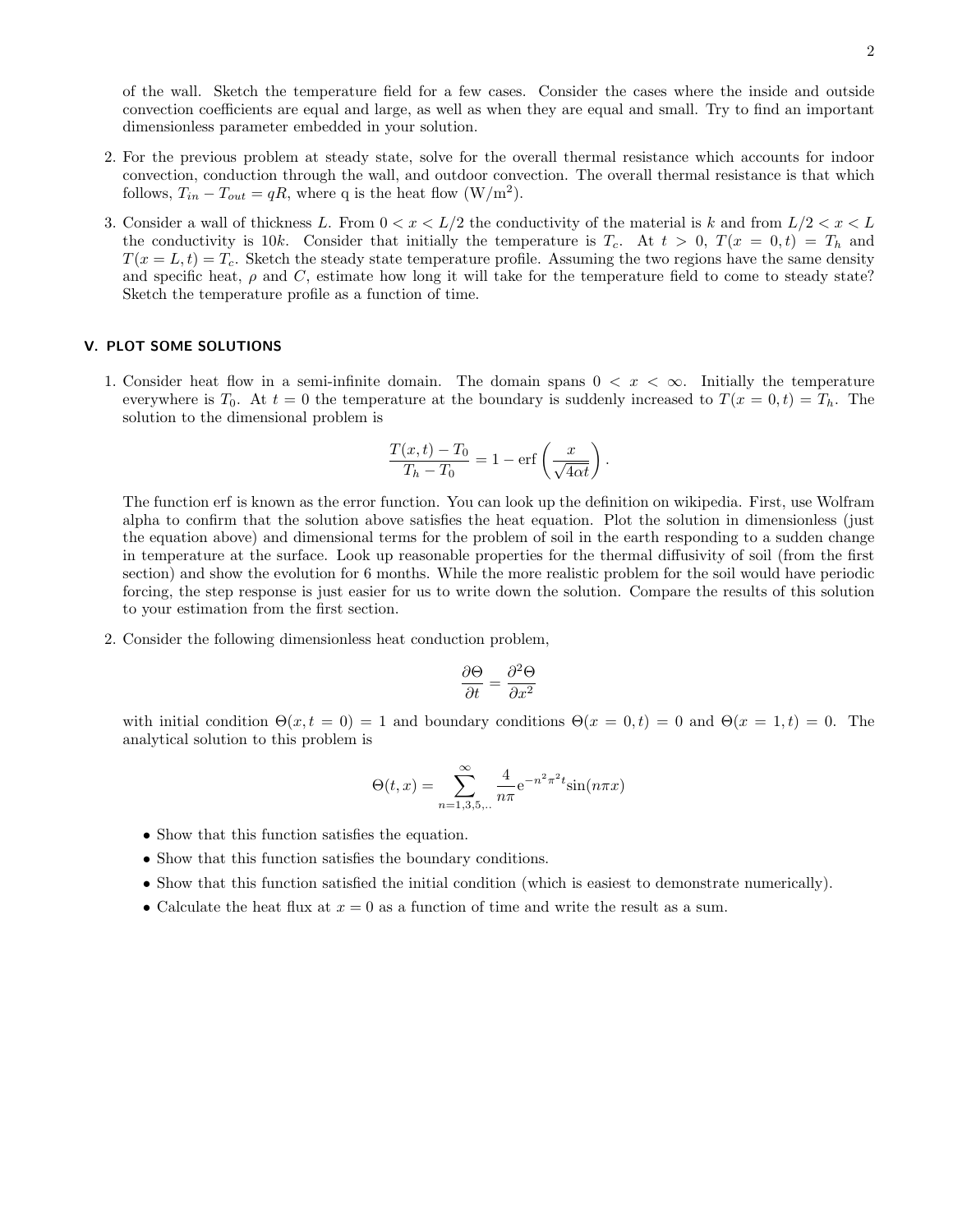of the wall. Sketch the temperature field for a few cases. Consider the cases where the inside and outside convection coefficients are equal and large, as well as when they are equal and small. Try to find an important dimensionless parameter embedded in your solution.

2. For the previous problem at steady state, solve for the overall thermal resistance which accounts for indoor convection, conduction through the wall, and outdoor convection. The overall thermal resistance is that which follows, $T_{in} - T_{out} = qR$, where q is the heat flow (W/m$^2$).

3. Consider a wall of thickness $L$. From $0 < x < L/2$ the conductivity of the material is $k$ and from $L/2 < x < L$ the conductivity is $10k$. Consider that initially the temperature is $T_c$. At $t > 0$, $T(x = 0, t) = T_h$ and $T(x = L, t) = T_c$. Sketch the steady state temperature profile. Assuming the two regions have the same density and specific heat, $\rho$ and $C$, estimate how long it will take for the temperature field to come to steady state? Sketch the temperature profile as a function of time.

## V. PLOT SOME SOLUTIONS

1. Consider heat flow in a semi-infinite domain. The domain spans $0 < x < \infty$. Initially the temperature everywhere is $T_0$. At $t = 0$ the temperature at the boundary is suddenly increased to $T(x = 0, t) = T_h$. The solution to the dimensional problem is

$$\frac{T(x,t) - T_0}{T_h - T_0} = 1 - \text{erf}\left(\frac{x}{\sqrt{4\alpha t}}\right).$$

The function erf is known as the error function. You can look up the definition on wikipedia. First, use Wolfram alpha to confirm that the solution above satisfies the heat equation. Plot the solution in dimensionless (just the equation above) and dimensional terms for the problem of soil in the earth responding to a sudden change in temperature at the surface. Look up reasonable properties for the thermal diffusivity of soil (from the first section) and show the evolution for 6 months. While the more realistic problem for the soil would have periodic forcing, the step response is just easier for us to write down the solution. Compare the results of this solution to your estimation from the first section.

2. Consider the following dimensionless heat conduction problem,

$$\frac{\partial \Theta}{\partial t} = \frac{\partial^2 \Theta}{\partial x^2}$$

with initial condition $\Theta(x, t = 0) = 1$ and boundary conditions $\Theta(x = 0, t) = 0$ and $\Theta(x = 1, t) = 0$. The analytical solution to this problem is

$$\Theta(t, x) = \sum_{n=1,3,5,..}^{\infty} \frac{4}{n\pi} \mathrm{e}^{-n^2\pi^2 t} \sin(n\pi x)$$

- Show that this function satisfies the equation.
- Show that this function satisfies the boundary conditions.
- Show that this function satisfied the initial condition (which is easiest to demonstrate numerically).
- Calculate the heat flux at $x = 0$ as a function of time and write the result as a sum.